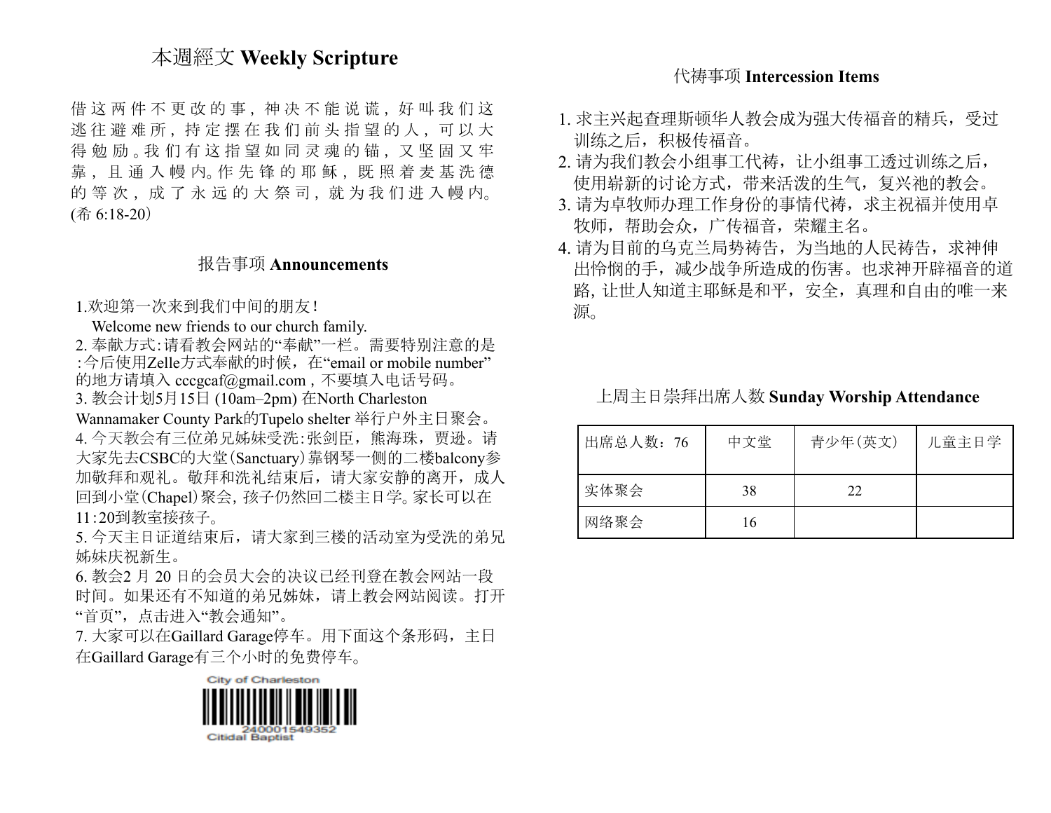## 本週經文 Weekly Scripture

借这两件不更改的事，神决不能说谎，好叫我们这逃往避难所，持定摆在我们前头指望的人，可以大得勉励。我们有这指望如同灵魂的锚，又坚固又牢靠，且通入幔内。作先锋的耶稣，既照着麦基洗德的等次，成了永远的大祭司，就为我们进入幔内。(希 6:18-20）

## 报告事项 Announcements

1.欢迎第一次来到我们中间的朋友！
Welcome new friends to our church family.
2. 奉献方式：请看教会网站的“奉献”一栏。需要特别注意的是：今后使用Zelle方式奉献的时候，在“email or mobile number”的地方请填入 cccgcaf@gmail.com，不要填入电话号码。
3. 教会计划5月15日 (10am–2pm) 在North Charleston Wannamaker County Park的Tupelo shelter 举行户外主日聚会。
4. 今天教会有三位弟兄姊妹受洗：张剑臣，熊海珠，贾逊。请大家先去CSBC的大堂（Sanctuary）靠钢琴一侧的二楼balcony参加敬拜和观礼。敬拜和洗礼结束后，请大家安静的离开，成人回到小堂（Chapel）聚会，孩子仍然回二楼主日学。家长可以在11:20到教室接孩子。
5. 今天主日证道结束后，请大家到三楼的活动室为受洗的弟兄姊妹庆祝新生。
6. 教会2 月 20 日的会员大会的决议已经刊登在教会网站一段时间。如果还有不知道的弟兄姊妹，请上教会网站阅读。打开“首页”，点击进入“教会通知”。
7. 大家可以在Gaillard Garage停车。用下面这个条形码，主日在Gaillard Garage有三个小时的免费停车。

City of Charleston
240001549352
Citidal Baptist

## 代祷事项 Intercession Items

1. 求主兴起查理斯顿华人教会成为强大传福音的精兵，受过训练之后，积极传福音。
2. 请为我们教会小组事工代祷，让小组事工透过训练之后，使用崭新的讨论方式，带来活泼的生气，复兴祂的教会。
3. 请为卓牧师办理工作身份的事情代祷，求主祝福并使用卓牧师，帮助会众，广传福音，荣耀主名。
4. 请为目前的乌克兰局势祷告，为当地的人民祷告，求神伸出怜悯的手，减少战争所造成的伤害。也求神开辟福音的道路，让世人知道主耶稣是和平，安全，真理和自由的唯一来源。

## 上周主日崇拜出席人数 Sunday Worship Attendance

| 出席总人数：76 | 中文堂 | 青少年(英文) | 儿童主日学 |
|---|---|---|---|
| 实体聚会 | 38 | 22 | |
| 网络聚会 | 16 | | |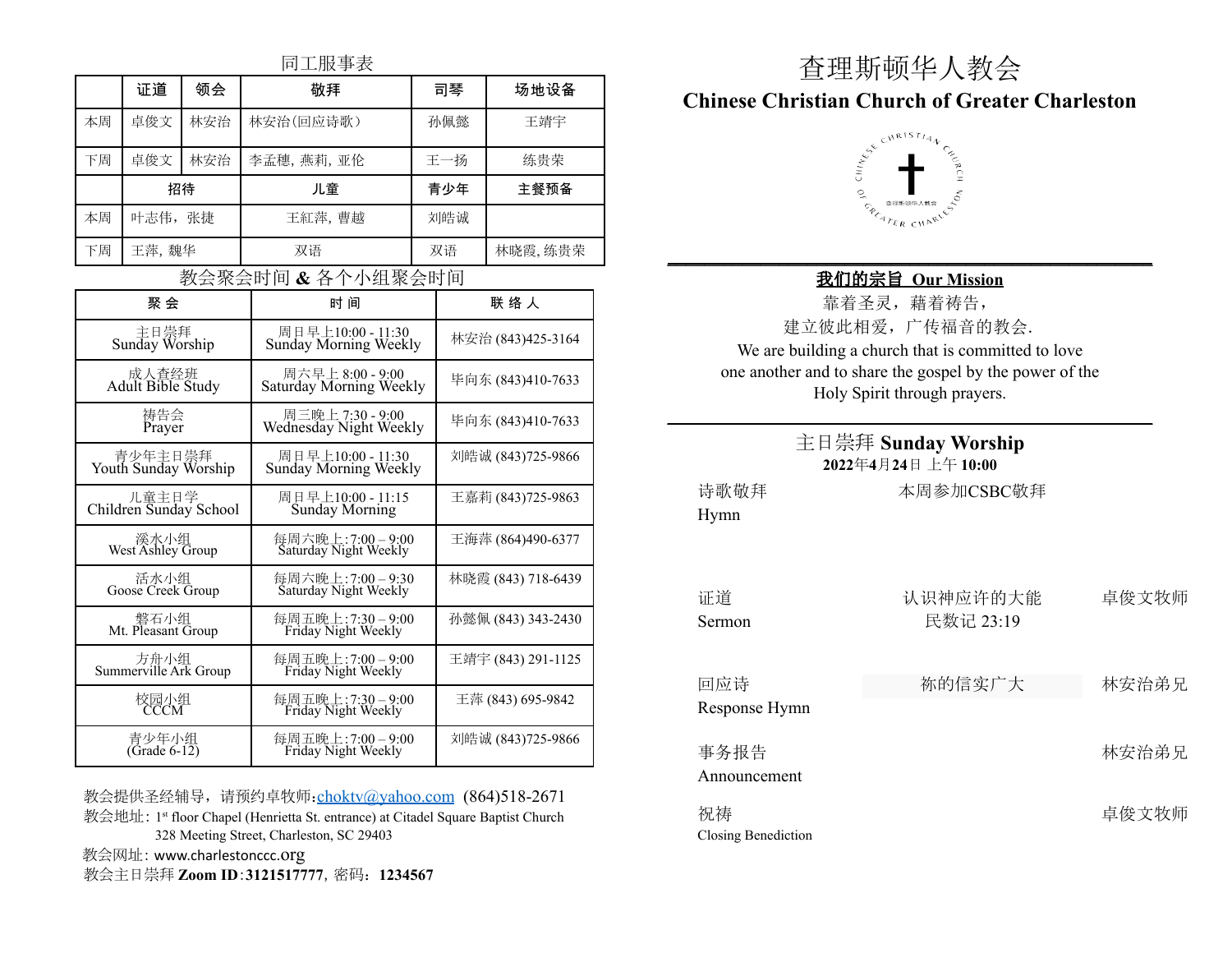同工服事表

| | 证道 | 领会 | 敬拜 | 司琴 | 场地设备 |
|---|---|---|---|---|---|
| 本周 | 卓俊文 | 林安治 | 林安治(回应诗歌) | 孙佩懿 | 王靖宇 |
| 下周 | 卓俊文 | 林安治 | 李孟穗, 燕莉, 亚伦 | 王一扬 | 练贵荣 |
| | 招待 | | 儿童 | 青少年 | 主餐预备 |
| 本周 | 叶志伟，张捷 | | 王紅萍, 曹越 | 刘皓诚 | |
| 下周 | 王萍, 魏华 | | 双语 | 双语 | 林晓霞, 练贵荣 |

教会聚会时间 & 各个小组聚会时间

| 聚 会 | 时 间 | 联 络 人 |
|---|---|---|
| 主日崇拜 Sunday Worship | 周日早上10:00 - 11:30 Sunday Morning Weekly | 林安治 (843)425-3164 |
| 成人查经班 Adult Bible Study | 周六早上 8:00 - 9:00 Saturday Morning Weekly | 毕向东 (843)410-7633 |
| 祷告会 Prayer | 周三晚上 7:30 - 9:00 Wednesday Night Weekly | 毕向东 (843)410-7633 |
| 青少年主日崇拜 Youth Sunday Worship | 周日早上10:00 - 11:30 Sunday Morning Weekly | 刘皓诚 (843)725-9866 |
| 儿童主日学 Children Sunday School | 周日早上10:00 - 11:15 Sunday Morning | 王嘉莉 (843)725-9863 |
| 溪水小组 West Ashley Group | 每周六晚上:7:00 – 9:00 Saturday Night Weekly | 王海萍 (864)490-6377 |
| 活水小组 Goose Creek Group | 每周六晚上:7:00 – 9:30 Saturday Night Weekly | 林晓霞 (843) 718-6439 |
| 磐石小组 Mt. Pleasant Group | 每周五晚上:7:30 – 9:00 Friday Night Weekly | 孙懿佩 (843) 343-2430 |
| 方舟小组 Summerville Ark Group | 每周五晚上:7:00 – 9:00 Friday Night Weekly | 王靖宇 (843) 291-1125 |
| 校园小组 CCCM | 每周五晚上:7:30 – 9:00 Friday Night Weekly | 王萍 (843) 695-9842 |
| 青少年小组 (Grade 6-12) | 每周五晚上:7:00 – 9:00 Friday Night Weekly | 刘皓诚 (843)725-9866 |

教会提供圣经辅导，请预约卓牧师:choktv@yahoo.com (864)518-2671

教会地址: 1st floor Chapel (Henrietta St. entrance) at Citadel Square Baptist Church 328 Meeting Street, Charleston, SC 29403

教会网址: www.charlestonccc.org

教会主日崇拜 **Zoom ID**:**3121517777**, 密码:**1234567**

# 查理斯顿华人教会

## Chinese Christian Church of Greater Charleston

**我们的宗旨 Our Mission**

靠着圣灵，藉着祷告，

建立彼此相爱，广传福音的教会.

We are building a church that is committed to love one another and to share the gospel by the power of the Holy Spirit through prayers.

## 主日崇拜 Sunday Worship

**2022年4月24日 上午 10:00**

| | | |
|---|---|---|
| 诗歌敬拜 Hymn | 本周参加CSBC敬拜 | |
| 证道 Sermon | 认识神应许的大能 民数记 23:19 | 卓俊文牧师 |
| 回应诗 Response Hymn | 祢的信实广大 | 林安治弟兄 |
| 事务报告 Announcement | | 林安治弟兄 |
| 祝祷 Closing Benediction | | 卓俊文牧师 |